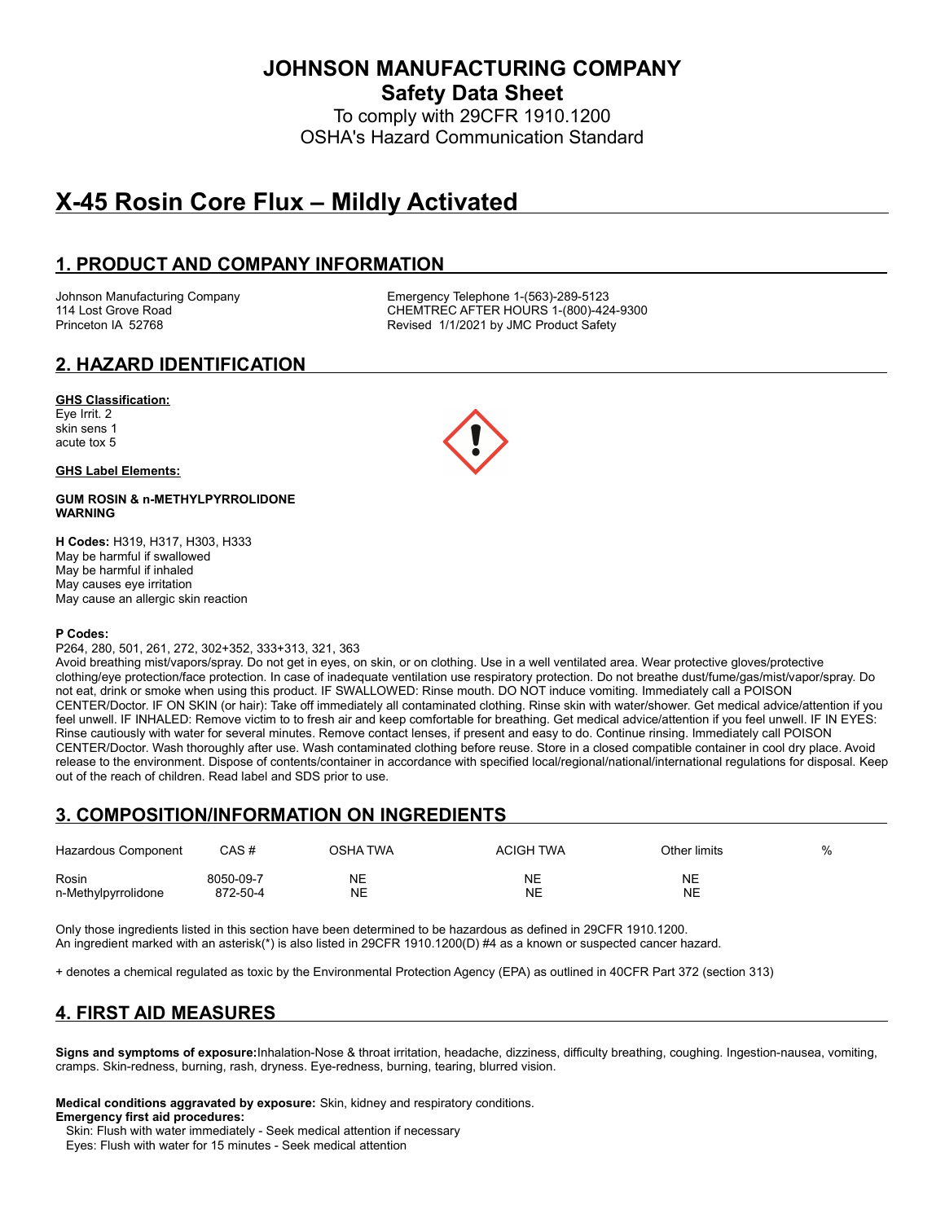# JOHNSON MANUFACTURING COMPANY

## Safety Data Sheet

To comply with 29CFR 1910.1200
OSHA's Hazard Communication Standard

# X-45 Rosin Core Flux – Mildly Activated

## 1. PRODUCT AND COMPANY INFORMATION

Johnson Manufacturing Company
114 Lost Grove Road
Princeton IA 52768

Emergency Telephone 1-(563)-289-5123
CHEMTREC AFTER HOURS 1-(800)-424-9300
Revised 1/1/2021 by JMC Product Safety

## 2. HAZARD IDENTIFICATION

**GHS Classification:**
Eye Irrit. 2
skin sens 1
acute tox 5

**GHS Label Elements:**

**GUM ROSIN & n-METHYLPYRROLIDONE**
**WARNING**

**H Codes:** H319, H317, H303, H333
May be harmful if swallowed
May be harmful if inhaled
May causes eye irritation
May cause an allergic skin reaction

**P Codes:**
P264, 280, 501, 261, 272, 302+352, 333+313, 321, 363
Avoid breathing mist/vapors/spray. Do not get in eyes, on skin, or on clothing. Use in a well ventilated area. Wear protective gloves/protective clothing/eye protection/face protection. In case of inadequate ventilation use respiratory protection. Do not breathe dust/fume/gas/mist/vapor/spray. Do not eat, drink or smoke when using this product. IF SWALLOWED: Rinse mouth. DO NOT induce vomiting. Immediately call a POISON CENTER/Doctor. IF ON SKIN (or hair): Take off immediately all contaminated clothing. Rinse skin with water/shower. Get medical advice/attention if you feel unwell. IF INHALED: Remove victim to to fresh air and keep comfortable for breathing. Get medical advice/attention if you feel unwell. IF IN EYES: Rinse cautiously with water for several minutes. Remove contact lenses, if present and easy to do. Continue rinsing. Immediately call POISON CENTER/Doctor. Wash thoroughly after use. Wash contaminated clothing before reuse. Store in a closed compatible container in cool dry place. Avoid release to the environment. Dispose of contents/container in accordance with specified local/regional/national/international regulations for disposal. Keep out of the reach of children. Read label and SDS prior to use.

## 3. COMPOSITION/INFORMATION ON INGREDIENTS

| Hazardous Component | CAS # | OSHA TWA | ACIGH TWA | Other limits | % |
|---|---|---|---|---|---|
| Rosin | 8050-09-7 | NE | NE | NE | |
| n-Methylpyrrolidone | 872-50-4 | NE | NE | NE | |

Only those ingredients listed in this section have been determined to be hazardous as defined in 29CFR 1910.1200.
An ingredient marked with an asterisk(*) is also listed in 29CFR 1910.1200(D) #4 as a known or suspected cancer hazard.

+ denotes a chemical regulated as toxic by the Environmental Protection Agency (EPA) as outlined in 40CFR Part 372 (section 313)

## 4. FIRST AID MEASURES

**Signs and symptoms of exposure:**Inhalation-Nose & throat irritation, headache, dizziness, difficulty breathing, coughing. Ingestion-nausea, vomiting, cramps. Skin-redness, burning, rash, dryness. Eye-redness, burning, tearing, blurred vision.

**Medical conditions aggravated by exposure:** Skin, kidney and respiratory conditions.
**Emergency first aid procedures:**
Skin: Flush with water immediately - Seek medical attention if necessary
Eyes: Flush with water for 15 minutes - Seek medical attention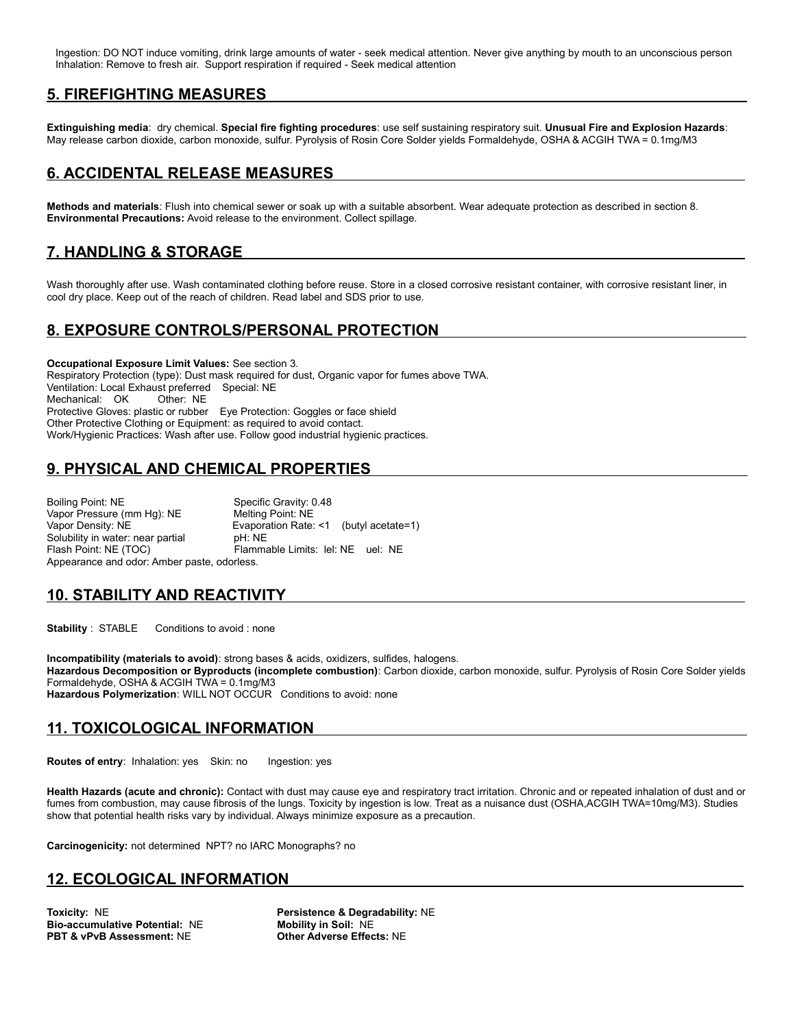Ingestion: DO NOT induce vomiting, drink large amounts of water - seek medical attention. Never give anything by mouth to an unconscious person
Inhalation: Remove to fresh air. Support respiration if required - Seek medical attention

## 5. FIREFIGHTING MEASURES

**Extinguishing media**: dry chemical. **Special fire fighting procedures**: use self sustaining respiratory suit. **Unusual Fire and Explosion Hazards**: May release carbon dioxide, carbon monoxide, sulfur. Pyrolysis of Rosin Core Solder yields Formaldehyde, OSHA & ACGIH TWA = 0.1mg/M3

## 6. ACCIDENTAL RELEASE MEASURES

**Methods and materials**: Flush into chemical sewer or soak up with a suitable absorbent. Wear adequate protection as described in section 8.
**Environmental Precautions:** Avoid release to the environment. Collect spillage.

## 7. HANDLING & STORAGE

Wash thoroughly after use. Wash contaminated clothing before reuse. Store in a closed corrosive resistant container, with corrosive resistant liner, in cool dry place. Keep out of the reach of children. Read label and SDS prior to use.

## 8. EXPOSURE CONTROLS/PERSONAL PROTECTION

**Occupational Exposure Limit Values:** See section 3.
Respiratory Protection (type): Dust mask required for dust, Organic vapor for fumes above TWA.
Ventilation: Local Exhaust preferred Special: NE
Mechanical: OK Other: NE
Protective Gloves: plastic or rubber Eye Protection: Goggles or face shield
Other Protective Clothing or Equipment: as required to avoid contact.
Work/Hygienic Practices: Wash after use. Follow good industrial hygienic practices.

## 9. PHYSICAL AND CHEMICAL PROPERTIES

Boiling Point: NE
Specific Gravity: 0.48
Vapor Pressure (mm Hg): NE
Melting Point: NE
Vapor Density: NE
Evaporation Rate: <1 (butyl acetate=1)
Solubility in water: near partial
pH: NE
Flash Point: NE (TOC)
Flammable Limits: lel: NE uel: NE
Appearance and odor: Amber paste, odorless.

## 10. STABILITY AND REACTIVITY

**Stability** : STABLE Conditions to avoid : none

**Incompatibility (materials to avoid)**: strong bases & acids, oxidizers, sulfides, halogens.
**Hazardous Decomposition or Byproducts (incomplete combustion)**: Carbon dioxide, carbon monoxide, sulfur. Pyrolysis of Rosin Core Solder yields Formaldehyde, OSHA & ACGIH TWA = 0.1mg/M3
**Hazardous Polymerization**: WILL NOT OCCUR Conditions to avoid: none

## 11. TOXICOLOGICAL INFORMATION

**Routes of entry**: Inhalation: yes Skin: no Ingestion: yes

**Health Hazards (acute and chronic):** Contact with dust may cause eye and respiratory tract irritation. Chronic and or repeated inhalation of dust and or fumes from combustion, may cause fibrosis of the lungs. Toxicity by ingestion is low. Treat as a nuisance dust (OSHA,ACGIH TWA=10mg/M3). Studies show that potential health risks vary by individual. Always minimize exposure as a precaution.

**Carcinogenicity:** not determined NPT? no IARC Monographs? no

## 12. ECOLOGICAL INFORMATION

**Toxicity:** NE
**Persistence & Degradability:** NE
**Bio-accumulative Potential:** NE
**Mobility in Soil:** NE
**PBT & vPvB Assessment:** NE
**Other Adverse Effects:** NE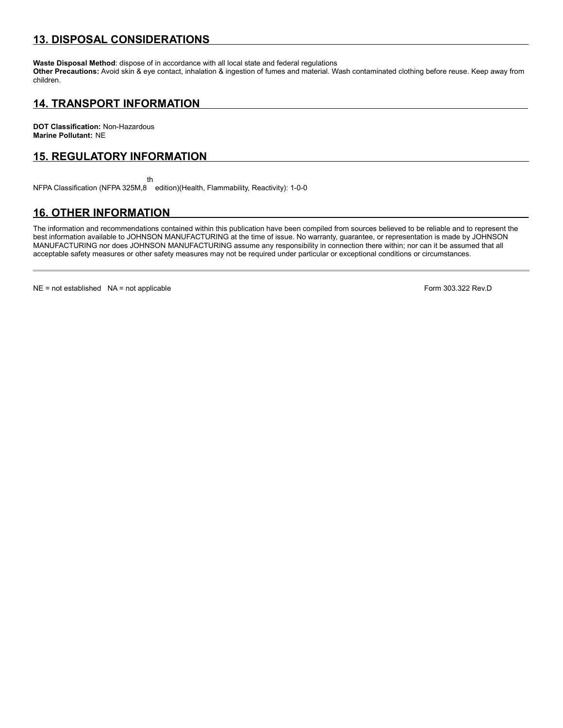## 13. DISPOSAL CONSIDERATIONS

**Waste Disposal Method**: dispose of in accordance with all local state and federal regulations
**Other Precautions:** Avoid skin & eye contact, inhalation & ingestion of fumes and material. Wash contaminated clothing before reuse. Keep away from children.

## 14. TRANSPORT INFORMATION

**DOT Classification:** Non-Hazardous
**Marine Pollutant:** NE

## 15. REGULATORY INFORMATION

NFPA Classification (NFPA 325M,8th edition)(Health, Flammability, Reactivity): 1-0-0

## 16. OTHER INFORMATION

The information and recommendations contained within this publication have been compiled from sources believed to be reliable and to represent the best information available to JOHNSON MANUFACTURING at the time of issue. No warranty, guarantee, or representation is made by JOHNSON MANUFACTURING nor does JOHNSON MANUFACTURING assume any responsibility in connection there within; nor can it be assumed that all acceptable safety measures or other safety measures may not be required under particular or exceptional conditions or circumstances.

---

NE = not established NA = not applicable

Form 303.322 Rev.D